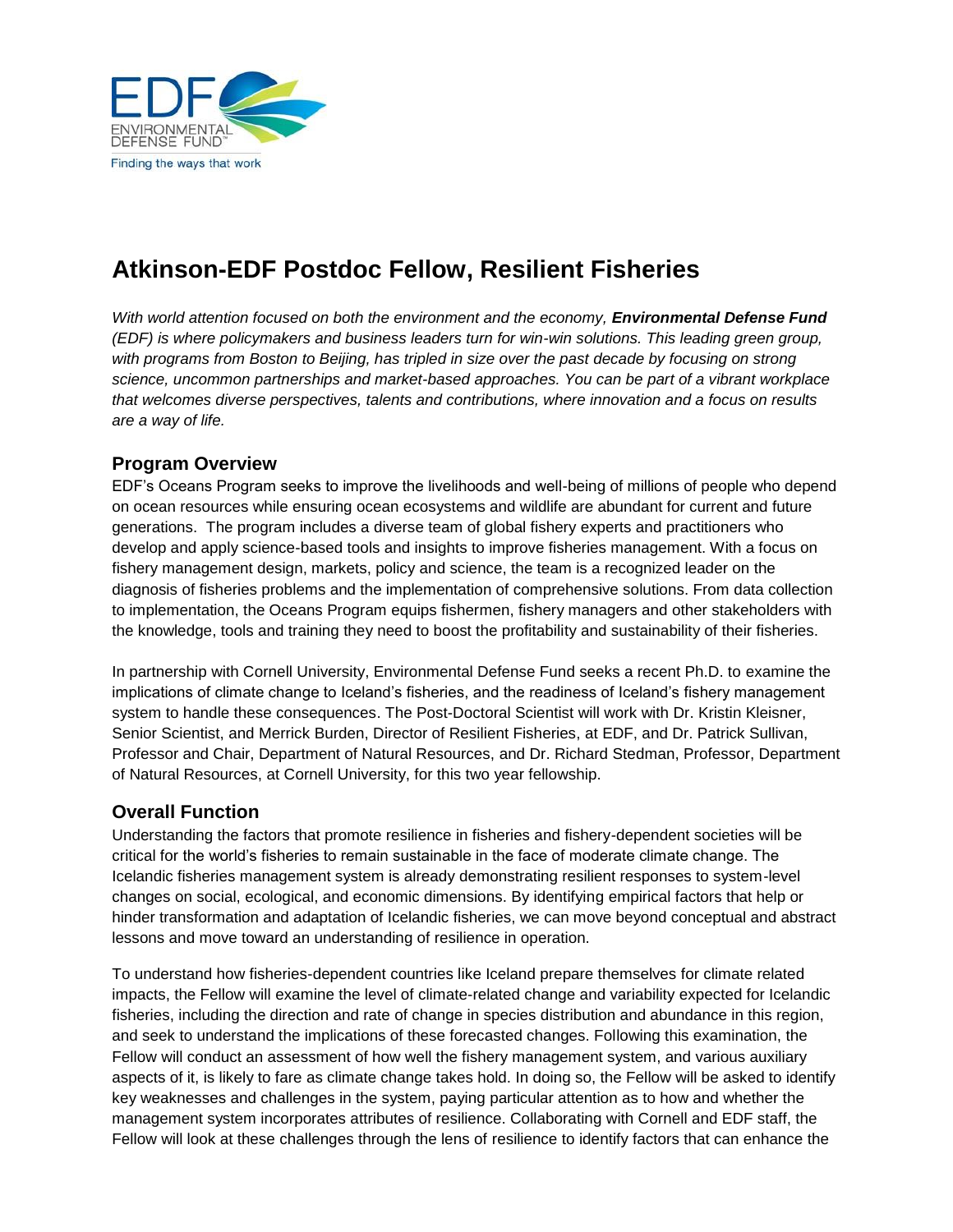# Atkinson-EDF Postdoc Fellow, Resilient Fisheries

*With world attention focused on both the environment and the economy, **Environmental Defense Fund** (EDF) is where policymakers and business leaders turn for win-win solutions. This leading green group, with programs from Boston to Beijing, has tripled in size over the past decade by focusing on strong science, uncommon partnerships and market-based approaches. You can be part of a vibrant workplace that welcomes diverse perspectives, talents and contributions, where innovation and a focus on results are a way of life.*

## Program Overview

EDF's Oceans Program seeks to improve the livelihoods and well-being of millions of people who depend on ocean resources while ensuring ocean ecosystems and wildlife are abundant for current and future generations. The program includes a diverse team of global fishery experts and practitioners who develop and apply science-based tools and insights to improve fisheries management. With a focus on fishery management design, markets, policy and science, the team is a recognized leader on the diagnosis of fisheries problems and the implementation of comprehensive solutions. From data collection to implementation, the Oceans Program equips fishermen, fishery managers and other stakeholders with the knowledge, tools and training they need to boost the profitability and sustainability of their fisheries.

In partnership with Cornell University, Environmental Defense Fund seeks a recent Ph.D. to examine the implications of climate change to Iceland's fisheries, and the readiness of Iceland's fishery management system to handle these consequences. The Post-Doctoral Scientist will work with Dr. Kristin Kleisner, Senior Scientist, and Merrick Burden, Director of Resilient Fisheries, at EDF, and Dr. Patrick Sullivan, Professor and Chair, Department of Natural Resources, and Dr. Richard Stedman, Professor, Department of Natural Resources, at Cornell University, for this two year fellowship.

## Overall Function

Understanding the factors that promote resilience in fisheries and fishery-dependent societies will be critical for the world's fisheries to remain sustainable in the face of moderate climate change. The Icelandic fisheries management system is already demonstrating resilient responses to system-level changes on social, ecological, and economic dimensions. By identifying empirical factors that help or hinder transformation and adaptation of Icelandic fisheries, we can move beyond conceptual and abstract lessons and move toward an understanding of resilience in operation.

To understand how fisheries-dependent countries like Iceland prepare themselves for climate related impacts, the Fellow will examine the level of climate-related change and variability expected for Icelandic fisheries, including the direction and rate of change in species distribution and abundance in this region, and seek to understand the implications of these forecasted changes. Following this examination, the Fellow will conduct an assessment of how well the fishery management system, and various auxiliary aspects of it, is likely to fare as climate change takes hold. In doing so, the Fellow will be asked to identify key weaknesses and challenges in the system, paying particular attention as to how and whether the management system incorporates attributes of resilience. Collaborating with Cornell and EDF staff, the Fellow will look at these challenges through the lens of resilience to identify factors that can enhance the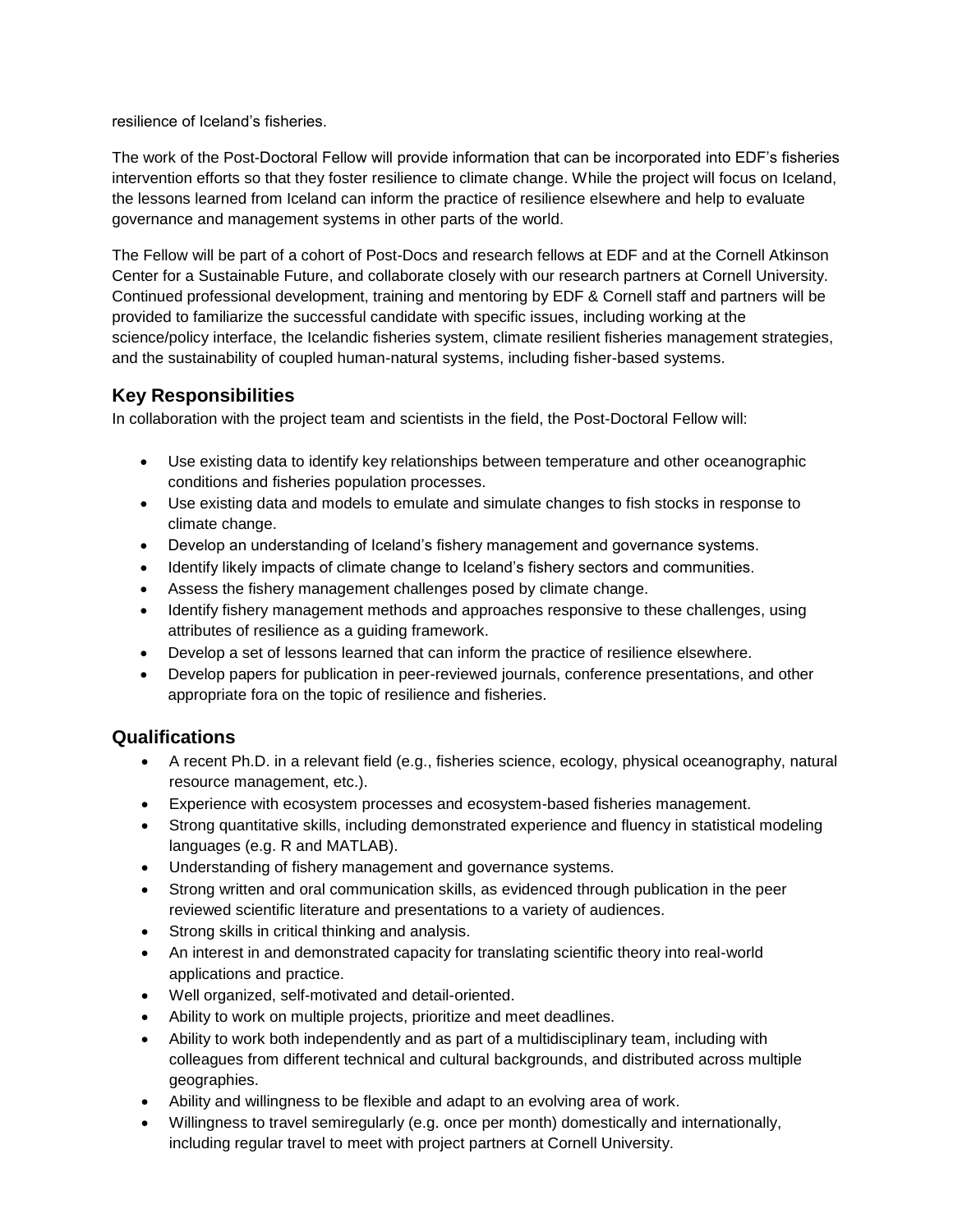resilience of Iceland's fisheries.

The work of the Post-Doctoral Fellow will provide information that can be incorporated into EDF's fisheries intervention efforts so that they foster resilience to climate change. While the project will focus on Iceland, the lessons learned from Iceland can inform the practice of resilience elsewhere and help to evaluate governance and management systems in other parts of the world.

The Fellow will be part of a cohort of Post-Docs and research fellows at EDF and at the Cornell Atkinson Center for a Sustainable Future, and collaborate closely with our research partners at Cornell University. Continued professional development, training and mentoring by EDF & Cornell staff and partners will be provided to familiarize the successful candidate with specific issues, including working at the science/policy interface, the Icelandic fisheries system, climate resilient fisheries management strategies, and the sustainability of coupled human-natural systems, including fisher-based systems.

## Key Responsibilities

In collaboration with the project team and scientists in the field, the Post-Doctoral Fellow will:

- Use existing data to identify key relationships between temperature and other oceanographic conditions and fisheries population processes.
- Use existing data and models to emulate and simulate changes to fish stocks in response to climate change.
- Develop an understanding of Iceland's fishery management and governance systems.
- Identify likely impacts of climate change to Iceland's fishery sectors and communities.
- Assess the fishery management challenges posed by climate change.
- Identify fishery management methods and approaches responsive to these challenges, using attributes of resilience as a guiding framework.
- Develop a set of lessons learned that can inform the practice of resilience elsewhere.
- Develop papers for publication in peer-reviewed journals, conference presentations, and other appropriate fora on the topic of resilience and fisheries.

## Qualifications

- A recent Ph.D. in a relevant field (e.g., fisheries science, ecology, physical oceanography, natural resource management, etc.).
- Experience with ecosystem processes and ecosystem-based fisheries management.
- Strong quantitative skills, including demonstrated experience and fluency in statistical modeling languages (e.g. R and MATLAB).
- Understanding of fishery management and governance systems.
- Strong written and oral communication skills, as evidenced through publication in the peer reviewed scientific literature and presentations to a variety of audiences.
- Strong skills in critical thinking and analysis.
- An interest in and demonstrated capacity for translating scientific theory into real-world applications and practice.
- Well organized, self-motivated and detail-oriented.
- Ability to work on multiple projects, prioritize and meet deadlines.
- Ability to work both independently and as part of a multidisciplinary team, including with colleagues from different technical and cultural backgrounds, and distributed across multiple geographies.
- Ability and willingness to be flexible and adapt to an evolving area of work.
- Willingness to travel semiregularly (e.g. once per month) domestically and internationally, including regular travel to meet with project partners at Cornell University.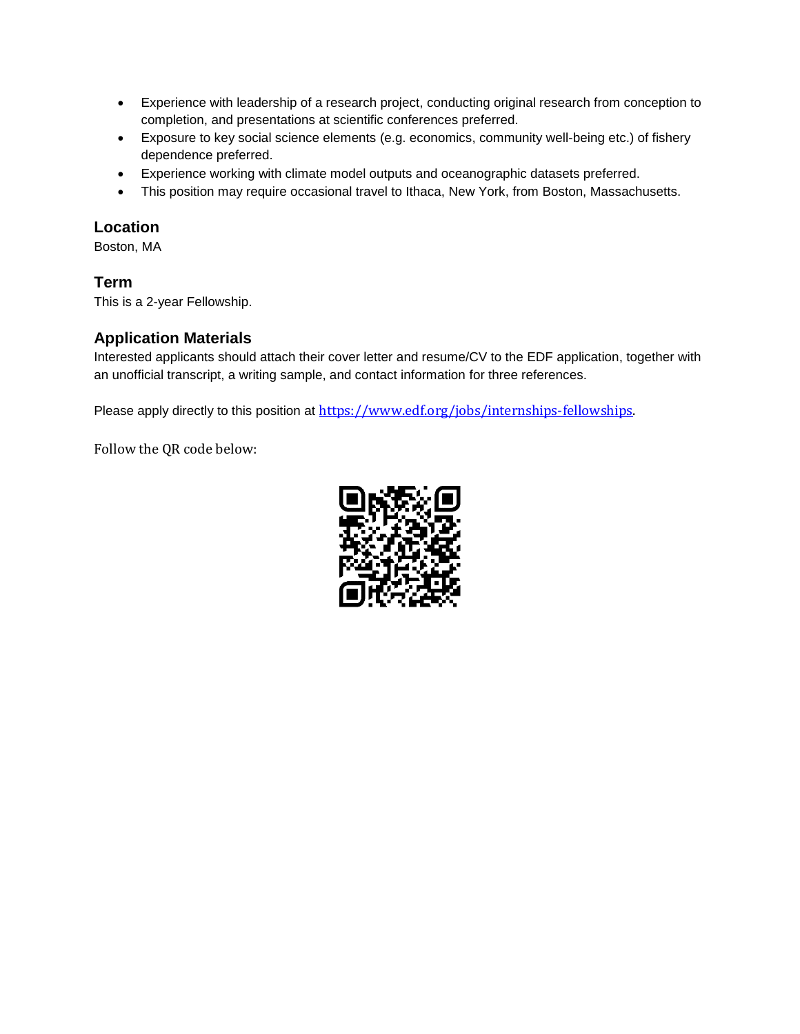- Experience with leadership of a research project, conducting original research from conception to completion, and presentations at scientific conferences preferred.
- Exposure to key social science elements (e.g. economics, community well-being etc.) of fishery dependence preferred.
- Experience working with climate model outputs and oceanographic datasets preferred.
- This position may require occasional travel to Ithaca, New York, from Boston, Massachusetts.

## Location

Boston, MA

## Term

This is a 2-year Fellowship.

## Application Materials

Interested applicants should attach their cover letter and resume/CV to the EDF application, together with an unofficial transcript, a writing sample, and contact information for three references.

Please apply directly to this position at [https://www.edf.org/jobs/internships-fellowships](https://www.edf.org/jobs/internships-fellowships).

Follow the QR code below: